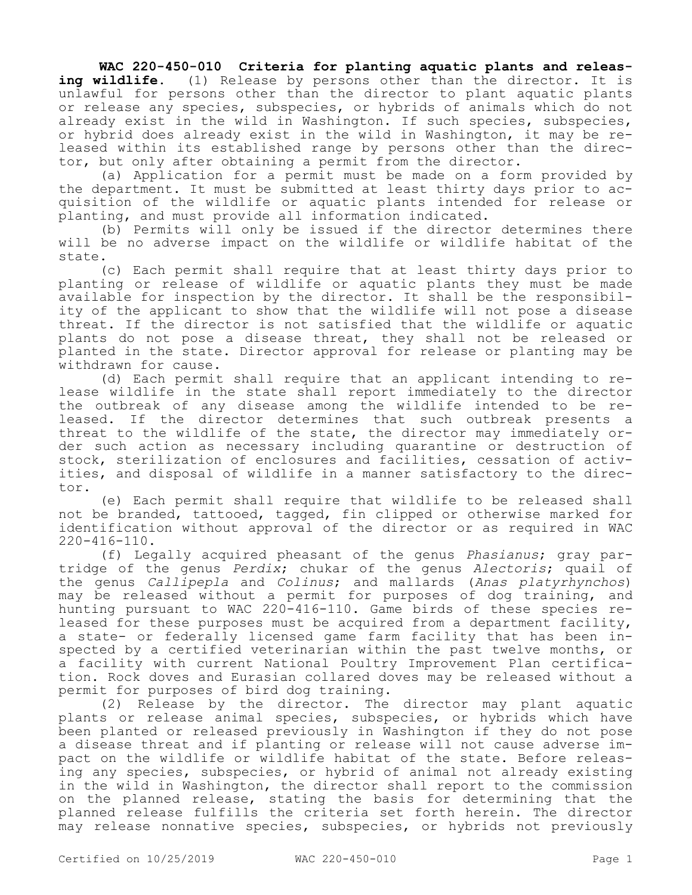**WAC 220-450-010 Criteria for planting aquatic plants and releasing wildlife.** (1) Release by persons other than the director. It is unlawful for persons other than the director to plant aquatic plants or release any species, subspecies, or hybrids of animals which do not already exist in the wild in Washington. If such species, subspecies, or hybrid does already exist in the wild in Washington, it may be released within its established range by persons other than the director, but only after obtaining a permit from the director.

(a) Application for a permit must be made on a form provided by the department. It must be submitted at least thirty days prior to acquisition of the wildlife or aquatic plants intended for release or planting, and must provide all information indicated.

(b) Permits will only be issued if the director determines there will be no adverse impact on the wildlife or wildlife habitat of the state.

(c) Each permit shall require that at least thirty days prior to planting or release of wildlife or aquatic plants they must be made available for inspection by the director. It shall be the responsibility of the applicant to show that the wildlife will not pose a disease threat. If the director is not satisfied that the wildlife or aquatic plants do not pose a disease threat, they shall not be released or planted in the state. Director approval for release or planting may be withdrawn for cause.

(d) Each permit shall require that an applicant intending to release wildlife in the state shall report immediately to the director the outbreak of any disease among the wildlife intended to be released. If the director determines that such outbreak presents a threat to the wildlife of the state, the director may immediately order such action as necessary including quarantine or destruction of stock, sterilization of enclosures and facilities, cessation of activities, and disposal of wildlife in a manner satisfactory to the director.

(e) Each permit shall require that wildlife to be released shall not be branded, tattooed, tagged, fin clipped or otherwise marked for identification without approval of the director or as required in WAC 220-416-110.

(f) Legally acquired pheasant of the genus *Phasianus*; gray partridge of the genus *Perdix*; chukar of the genus *Alectoris*; quail of the genus *Callipepla* and *Colinus*; and mallards (*Anas platyrhynchos*) may be released without a permit for purposes of dog training, and hunting pursuant to WAC 220-416-110. Game birds of these species released for these purposes must be acquired from a department facility, a state- or federally licensed game farm facility that has been inspected by a certified veterinarian within the past twelve months, or a facility with current National Poultry Improvement Plan certification. Rock doves and Eurasian collared doves may be released without a permit for purposes of bird dog training.

(2) Release by the director. The director may plant aquatic plants or release animal species, subspecies, or hybrids which have been planted or released previously in Washington if they do not pose a disease threat and if planting or release will not cause adverse impact on the wildlife or wildlife habitat of the state. Before releasing any species, subspecies, or hybrid of animal not already existing in the wild in Washington, the director shall report to the commission on the planned release, stating the basis for determining that the planned release fulfills the criteria set forth herein. The director may release nonnative species, subspecies, or hybrids not previously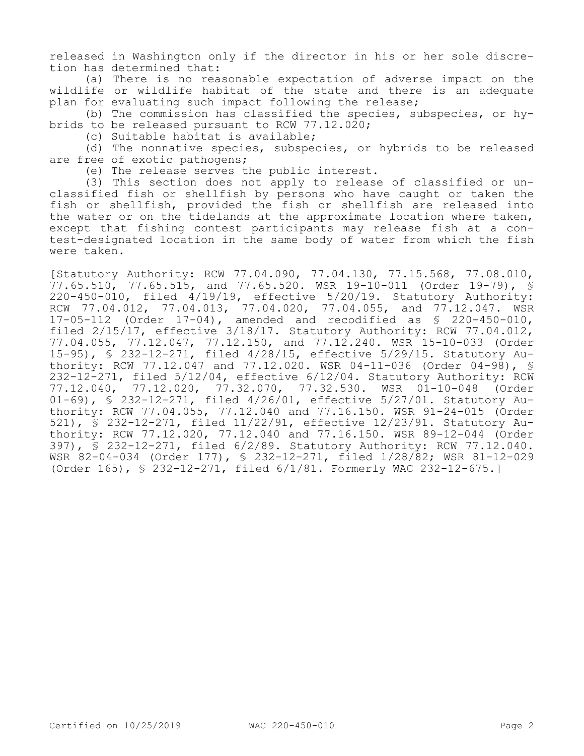released in Washington only if the director in his or her sole discretion has determined that:

(a) There is no reasonable expectation of adverse impact on the wildlife or wildlife habitat of the state and there is an adequate plan for evaluating such impact following the release;

(b) The commission has classified the species, subspecies, or hybrids to be released pursuant to RCW 77.12.020;

(c) Suitable habitat is available;

(d) The nonnative species, subspecies, or hybrids to be released are free of exotic pathogens;

(e) The release serves the public interest.

(3) This section does not apply to release of classified or unclassified fish or shellfish by persons who have caught or taken the fish or shellfish, provided the fish or shellfish are released into the water or on the tidelands at the approximate location where taken, except that fishing contest participants may release fish at a contest-designated location in the same body of water from which the fish were taken.

[Statutory Authority: RCW 77.04.090, 77.04.130, 77.15.568, 77.08.010, 77.65.510, 77.65.515, and 77.65.520. WSR 19-10-011 (Order 19-79), § 220-450-010, filed 4/19/19, effective 5/20/19. Statutory Authority: RCW 77.04.012, 77.04.013, 77.04.020, 77.04.055, and 77.12.047. WSR 17-05-112 (Order 17-04), amended and recodified as § 220-450-010, filed 2/15/17, effective 3/18/17. Statutory Authority: RCW 77.04.012, 77.04.055, 77.12.047, 77.12.150, and 77.12.240. WSR 15-10-033 (Order 15-95), § 232-12-271, filed 4/28/15, effective 5/29/15. Statutory Authority: RCW 77.12.047 and 77.12.020. WSR 04-11-036 (Order 04-98), § 232-12-271, filed 5/12/04, effective 6/12/04. Statutory Authority: RCW 77.12.040, 77.12.020, 77.32.070, 77.32.530. WSR 01-10-048 (Order 01-69), § 232-12-271, filed 4/26/01, effective 5/27/01. Statutory Authority: RCW 77.04.055, 77.12.040 and 77.16.150. WSR 91-24-015 (Order 521), § 232-12-271, filed 11/22/91, effective 12/23/91. Statutory Authority: RCW 77.12.020, 77.12.040 and 77.16.150. WSR 89-12-044 (Order 397), § 232-12-271, filed 6/2/89. Statutory Authority: RCW 77.12.040. WSR 82-04-034 (Order 177), § 232-12-271, filed 1/28/82; WSR 81-12-029 (Order 165), § 232-12-271, filed 6/1/81. Formerly WAC 232-12-675.]